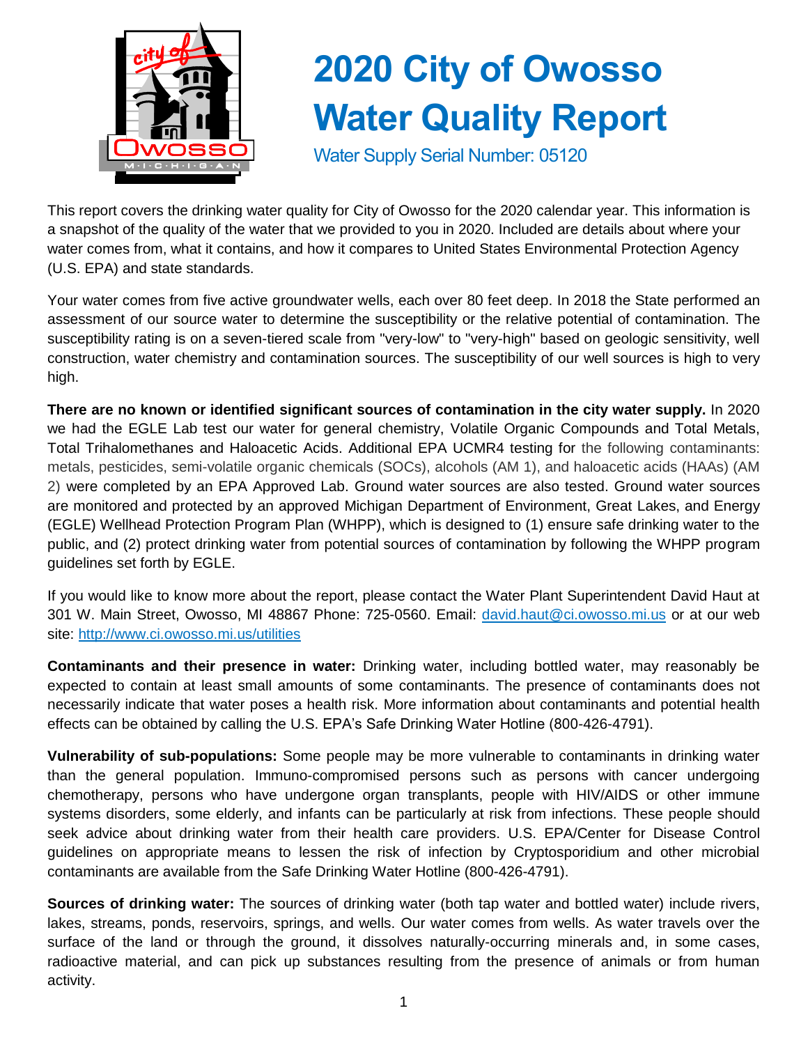# 2020 City of Owosso Water Quality Report

Water Supply Serial Number: 05120

This report covers the drinking water quality for City of Owosso for the 2020 calendar year. This information is a snapshot of the quality of the water that we provided to you in 2020. Included are details about where your water comes from, what it contains, and how it compares to United States Environmental Protection Agency (U.S. EPA) and state standards.

Your water comes from five active groundwater wells, each over 80 feet deep. In 2018 the State performed an assessment of our source water to determine the susceptibility or the relative potential of contamination. The susceptibility rating is on a seven-tiered scale from "very-low" to "very-high" based on geologic sensitivity, well construction, water chemistry and contamination sources. The susceptibility of our well sources is high to very high.

**There are no known or identified significant sources of contamination in the city water supply.** In 2020 we had the EGLE Lab test our water for general chemistry, Volatile Organic Compounds and Total Metals, Total Trihalomethanes and Haloacetic Acids. Additional EPA UCMR4 testing for the following contaminants: metals, pesticides, semi-volatile organic chemicals (SOCs), alcohols (AM 1), and haloacetic acids (HAAs) (AM 2) were completed by an EPA Approved Lab. Ground water sources are also tested. Ground water sources are monitored and protected by an approved Michigan Department of Environment, Great Lakes, and Energy (EGLE) Wellhead Protection Program Plan (WHPP), which is designed to (1) ensure safe drinking water to the public, and (2) protect drinking water from potential sources of contamination by following the WHPP program guidelines set forth by EGLE.

If you would like to know more about the report, please contact the Water Plant Superintendent David Haut at 301 W. Main Street, Owosso, MI 48867 Phone: 725-0560. Email: [david.haut@ci.owosso.mi.us](mailto:david.haut@ci.owosso.mi.us) or at our web site: [http://www.ci.owosso.mi.us/utilities](http://www.ci.owosso.mi.us/utilities)

**Contaminants and their presence in water:** Drinking water, including bottled water, may reasonably be expected to contain at least small amounts of some contaminants. The presence of contaminants does not necessarily indicate that water poses a health risk. More information about contaminants and potential health effects can be obtained by calling the U.S. EPA's Safe Drinking Water Hotline (800-426-4791).

**Vulnerability of sub-populations:** Some people may be more vulnerable to contaminants in drinking water than the general population. Immuno-compromised persons such as persons with cancer undergoing chemotherapy, persons who have undergone organ transplants, people with HIV/AIDS or other immune systems disorders, some elderly, and infants can be particularly at risk from infections. These people should seek advice about drinking water from their health care providers. U.S. EPA/Center for Disease Control guidelines on appropriate means to lessen the risk of infection by Cryptosporidium and other microbial contaminants are available from the Safe Drinking Water Hotline (800-426-4791).

**Sources of drinking water:** The sources of drinking water (both tap water and bottled water) include rivers, lakes, streams, ponds, reservoirs, springs, and wells. Our water comes from wells. As water travels over the surface of the land or through the ground, it dissolves naturally-occurring minerals and, in some cases, radioactive material, and can pick up substances resulting from the presence of animals or from human activity.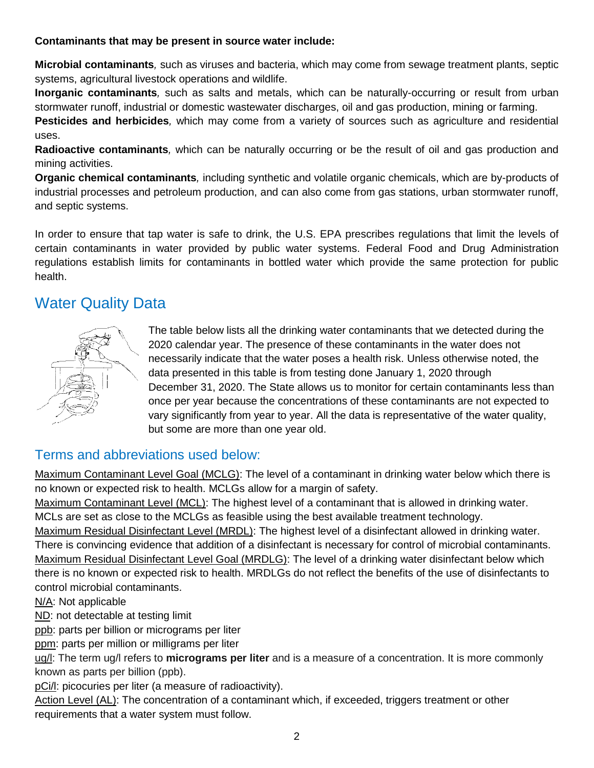**Contaminants that may be present in source water include:**

**Microbial contaminants***,* such as viruses and bacteria, which may come from sewage treatment plants, septic systems, agricultural livestock operations and wildlife.

**Inorganic contaminants***,* such as salts and metals, which can be naturally-occurring or result from urban stormwater runoff, industrial or domestic wastewater discharges, oil and gas production, mining or farming.

**Pesticides and herbicides***,* which may come from a variety of sources such as agriculture and residential uses.

**Radioactive contaminants***,* which can be naturally occurring or be the result of oil and gas production and mining activities.

**Organic chemical contaminants***,* including synthetic and volatile organic chemicals, which are by-products of industrial processes and petroleum production, and can also come from gas stations, urban stormwater runoff, and septic systems.

In order to ensure that tap water is safe to drink, the U.S. EPA prescribes regulations that limit the levels of certain contaminants in water provided by public water systems. Federal Food and Drug Administration regulations establish limits for contaminants in bottled water which provide the same protection for public health.

## Water Quality Data

The table below lists all the drinking water contaminants that we detected during the 2020 calendar year. The presence of these contaminants in the water does not necessarily indicate that the water poses a health risk. Unless otherwise noted, the data presented in this table is from testing done January 1, 2020 through December 31, 2020. The State allows us to monitor for certain contaminants less than once per year because the concentrations of these contaminants are not expected to vary significantly from year to year. All the data is representative of the water quality, but some are more than one year old.

## Terms and abbreviations used below:

Maximum Contaminant Level Goal (MCLG): The level of a contaminant in drinking water below which there is no known or expected risk to health. MCLGs allow for a margin of safety.

Maximum Contaminant Level (MCL): The highest level of a contaminant that is allowed in drinking water. MCLs are set as close to the MCLGs as feasible using the best available treatment technology.

Maximum Residual Disinfectant Level (MRDL): The highest level of a disinfectant allowed in drinking water. There is convincing evidence that addition of a disinfectant is necessary for control of microbial contaminants.

Maximum Residual Disinfectant Level Goal (MRDLG): The level of a drinking water disinfectant below which there is no known or expected risk to health. MRDLGs do not reflect the benefits of the use of disinfectants to control microbial contaminants.

N/A: Not applicable

ND: not detectable at testing limit

ppb: parts per billion or micrograms per liter

ppm: parts per million or milligrams per liter

ug/l: The term ug/l refers to **micrograms per liter** and is a measure of a concentration. It is more commonly known as parts per billion (ppb).

pCi/l: picocuries per liter (a measure of radioactivity).

Action Level (AL): The concentration of a contaminant which, if exceeded, triggers treatment or other requirements that a water system must follow.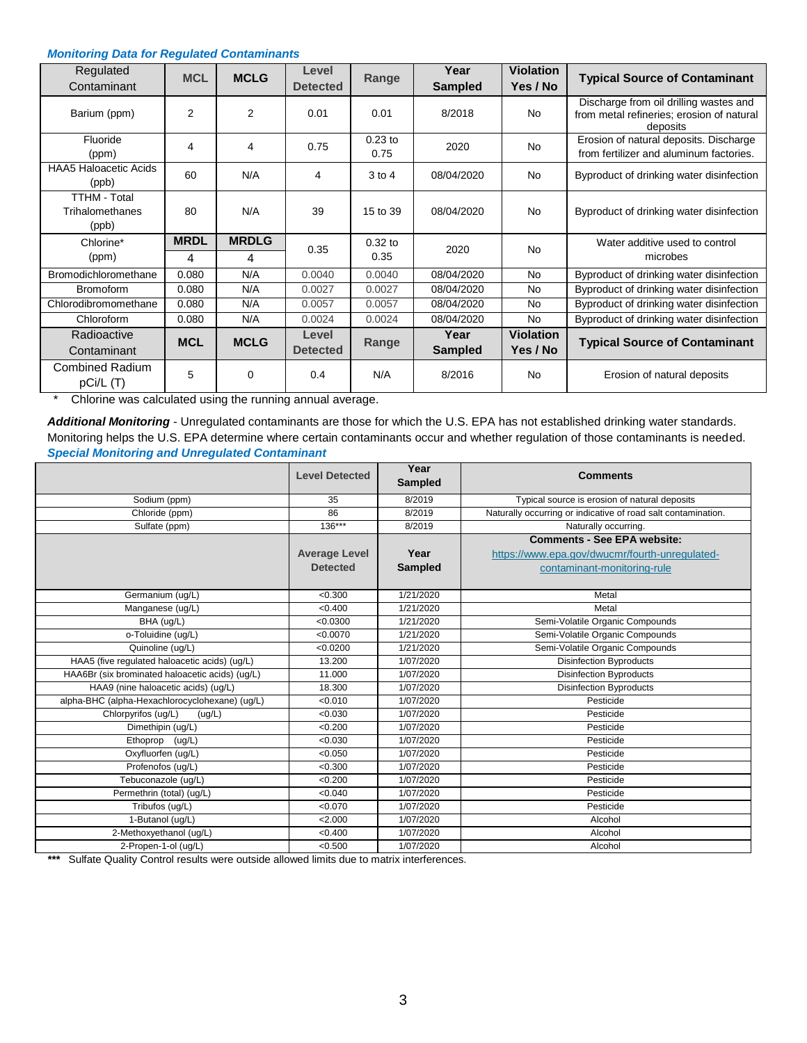***Monitoring Data for Regulated Contaminants***

| Regulated Contaminant | MCL | MCLG | Level Detected | Range | Year Sampled | Violation Yes / No | Typical Source of Contaminant |
|---|---|---|---|---|---|---|---|
| Barium (ppm) | 2 | 2 | 0.01 | 0.01 | 8/2018 | No | Discharge from oil drilling wastes and from metal refineries; erosion of natural deposits |
| Fluoride (ppm) | 4 | 4 | 0.75 | 0.23 to 0.75 | 2020 | No | Erosion of natural deposits. Discharge from fertilizer and aluminum factories. |
| HAA5 Haloacetic Acids (ppb) | 60 | N/A | 4 | 3 to 4 | 08/04/2020 | No | Byproduct of drinking water disinfection |
| TTHM - Total Trihalomethanes (ppb) | 80 | N/A | 39 | 15 to 39 | 08/04/2020 | No | Byproduct of drinking water disinfection |
| Chlorine* (ppm) | **MRDL** 4 | **MRDLG** 4 | 0.35 | 0.32 to 0.35 | 2020 | No | Water additive used to control microbes |
| Bromodichloromethane | 0.080 | N/A | 0.0040 | 0.0040 | 08/04/2020 | No | Byproduct of drinking water disinfection |
| Bromoform | 0.080 | N/A | 0.0027 | 0.0027 | 08/04/2020 | No | Byproduct of drinking water disinfection |
| Chlorodibromomethane | 0.080 | N/A | 0.0057 | 0.0057 | 08/04/2020 | No | Byproduct of drinking water disinfection |
| Chloroform | 0.080 | N/A | 0.0024 | 0.0024 | 08/04/2020 | No | Byproduct of drinking water disinfection |
| **Radioactive Contaminant** | **MCL** | **MCLG** | **Level Detected** | **Range** | **Year Sampled** | **Violation Yes / No** | **Typical Source of Contaminant** |
| Combined Radium pCi/L (T) | 5 | 0 | 0.4 | N/A | 8/2016 | No | Erosion of natural deposits |

\* Chlorine was calculated using the running annual average.

***Additional Monitoring*** - Unregulated contaminants are those for which the U.S. EPA has not established drinking water standards. Monitoring helps the U.S. EPA determine where certain contaminants occur and whether regulation of those contaminants is needed.

***Special Monitoring and Unregulated Contaminant***

| | Level Detected | Year Sampled | Comments |
|---|---|---|---|
| Sodium (ppm) | 35 | 8/2019 | Typical source is erosion of natural deposits |
| Chloride (ppm) | 86 | 8/2019 | Naturally occurring or indicative of road salt contamination. |
| Sulfate (ppm) | 136*** | 8/2019 | Naturally occurring. |
| | **Average Level Detected** | **Year Sampled** | **Comments - See EPA website:** https://www.epa.gov/dwucmr/fourth-unregulated-contaminant-monitoring-rule |
| Germanium (ug/L) | <0.300 | 1/21/2020 | Metal |
| Manganese (ug/L) | <0.400 | 1/21/2020 | Metal |
| BHA (ug/L) | <0.0300 | 1/21/2020 | Semi-Volatile Organic Compounds |
| o-Toluidine (ug/L) | <0.0070 | 1/21/2020 | Semi-Volatile Organic Compounds |
| Quinoline (ug/L) | <0.0200 | 1/21/2020 | Semi-Volatile Organic Compounds |
| HAA5 (five regulated haloacetic acids) (ug/L) | 13.200 | 1/07/2020 | Disinfection Byproducts |
| HAA6Br (six brominated haloacetic acids) (ug/L) | 11.000 | 1/07/2020 | Disinfection Byproducts |
| HAA9 (nine haloacetic acids) (ug/L) | 18.300 | 1/07/2020 | Disinfection Byproducts |
| alpha-BHC (alpha-Hexachlorocyclohexane) (ug/L) | <0.010 | 1/07/2020 | Pesticide |
| Chlorpyrifos (ug/L) (ug/L) | <0.030 | 1/07/2020 | Pesticide |
| Dimethipin (ug/L) | <0.200 | 1/07/2020 | Pesticide |
| Ethoprop (ug/L) | <0.030 | 1/07/2020 | Pesticide |
| Oxyfluorfen (ug/L) | <0.050 | 1/07/2020 | Pesticide |
| Profenofos (ug/L) | <0.300 | 1/07/2020 | Pesticide |
| Tebuconazole (ug/L) | <0.200 | 1/07/2020 | Pesticide |
| Permethrin (total) (ug/L) | <0.040 | 1/07/2020 | Pesticide |
| Tribufos (ug/L) | <0.070 | 1/07/2020 | Pesticide |
| 1-Butanol (ug/L) | <2.000 | 1/07/2020 | Alcohol |
| 2-Methoxyethanol (ug/L) | <0.400 | 1/07/2020 | Alcohol |
| 2-Propen-1-ol (ug/L) | <0.500 | 1/07/2020 | Alcohol |

\*\*\* Sulfate Quality Control results were outside allowed limits due to matrix interferences.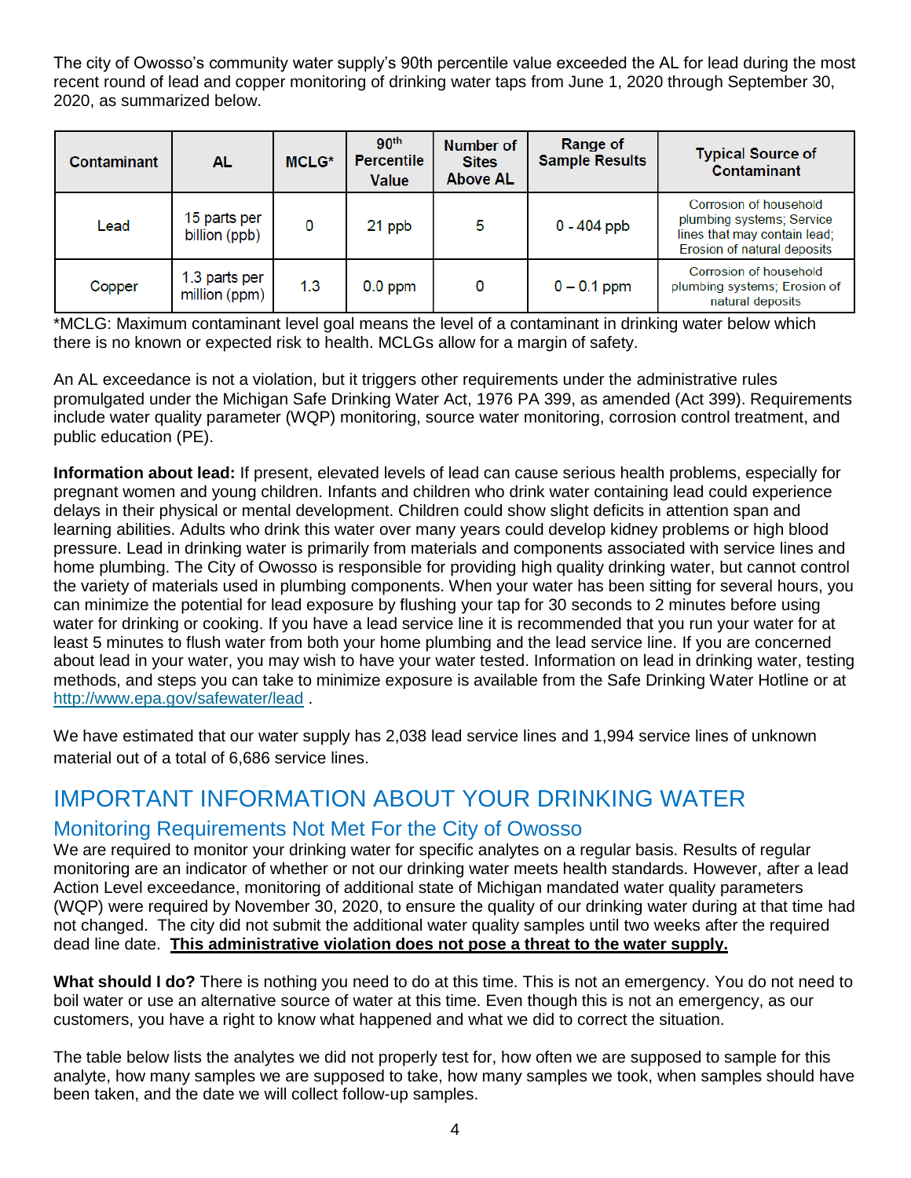The city of Owosso's community water supply's 90th percentile value exceeded the AL for lead during the most recent round of lead and copper monitoring of drinking water taps from June 1, 2020 through September 30, 2020, as summarized below.

| Contaminant | AL | MCLG* | 90th Percentile Value | Number of Sites Above AL | Range of Sample Results | Typical Source of Contaminant |
|---|---|---|---|---|---|---|
| Lead | 15 parts per billion (ppb) | 0 | 21 ppb | 5 | 0 - 404 ppb | Corrosion of household plumbing systems; Service lines that may contain lead; Erosion of natural deposits |
| Copper | 1.3 parts per million (ppm) | 1.3 | 0.0 ppm | 0 | 0 – 0.1 ppm | Corrosion of household plumbing systems; Erosion of natural deposits |

*MCLG: Maximum contaminant level goal means the level of a contaminant in drinking water below which there is no known or expected risk to health. MCLGs allow for a margin of safety.

An AL exceedance is not a violation, but it triggers other requirements under the administrative rules promulgated under the Michigan Safe Drinking Water Act, 1976 PA 399, as amended (Act 399). Requirements include water quality parameter (WQP) monitoring, source water monitoring, corrosion control treatment, and public education (PE).

**Information about lead:** If present, elevated levels of lead can cause serious health problems, especially for pregnant women and young children. Infants and children who drink water containing lead could experience delays in their physical or mental development. Children could show slight deficits in attention span and learning abilities. Adults who drink this water over many years could develop kidney problems or high blood pressure. Lead in drinking water is primarily from materials and components associated with service lines and home plumbing. The City of Owosso is responsible for providing high quality drinking water, but cannot control the variety of materials used in plumbing components. When your water has been sitting for several hours, you can minimize the potential for lead exposure by flushing your tap for 30 seconds to 2 minutes before using water for drinking or cooking. If you have a lead service line it is recommended that you run your water for at least 5 minutes to flush water from both your home plumbing and the lead service line. If you are concerned about lead in your water, you may wish to have your water tested. Information on lead in drinking water, testing methods, and steps you can take to minimize exposure is available from the Safe Drinking Water Hotline or at http://www.epa.gov/safewater/lead .

We have estimated that our water supply has 2,038 lead service lines and 1,994 service lines of unknown material out of a total of 6,686 service lines.

# IMPORTANT INFORMATION ABOUT YOUR DRINKING WATER

## Monitoring Requirements Not Met For the City of Owosso

We are required to monitor your drinking water for specific analytes on a regular basis. Results of regular monitoring are an indicator of whether or not our drinking water meets health standards. However, after a lead Action Level exceedance, monitoring of additional state of Michigan mandated water quality parameters (WQP) were required by November 30, 2020, to ensure the quality of our drinking water during at that time had not changed. The city did not submit the additional water quality samples until two weeks after the required dead line date. **This administrative violation does not pose a threat to the water supply.**

**What should I do?** There is nothing you need to do at this time. This is not an emergency. You do not need to boil water or use an alternative source of water at this time. Even though this is not an emergency, as our customers, you have a right to know what happened and what we did to correct the situation.

The table below lists the analytes we did not properly test for, how often we are supposed to sample for this analyte, how many samples we are supposed to take, how many samples we took, when samples should have been taken, and the date we will collect follow-up samples.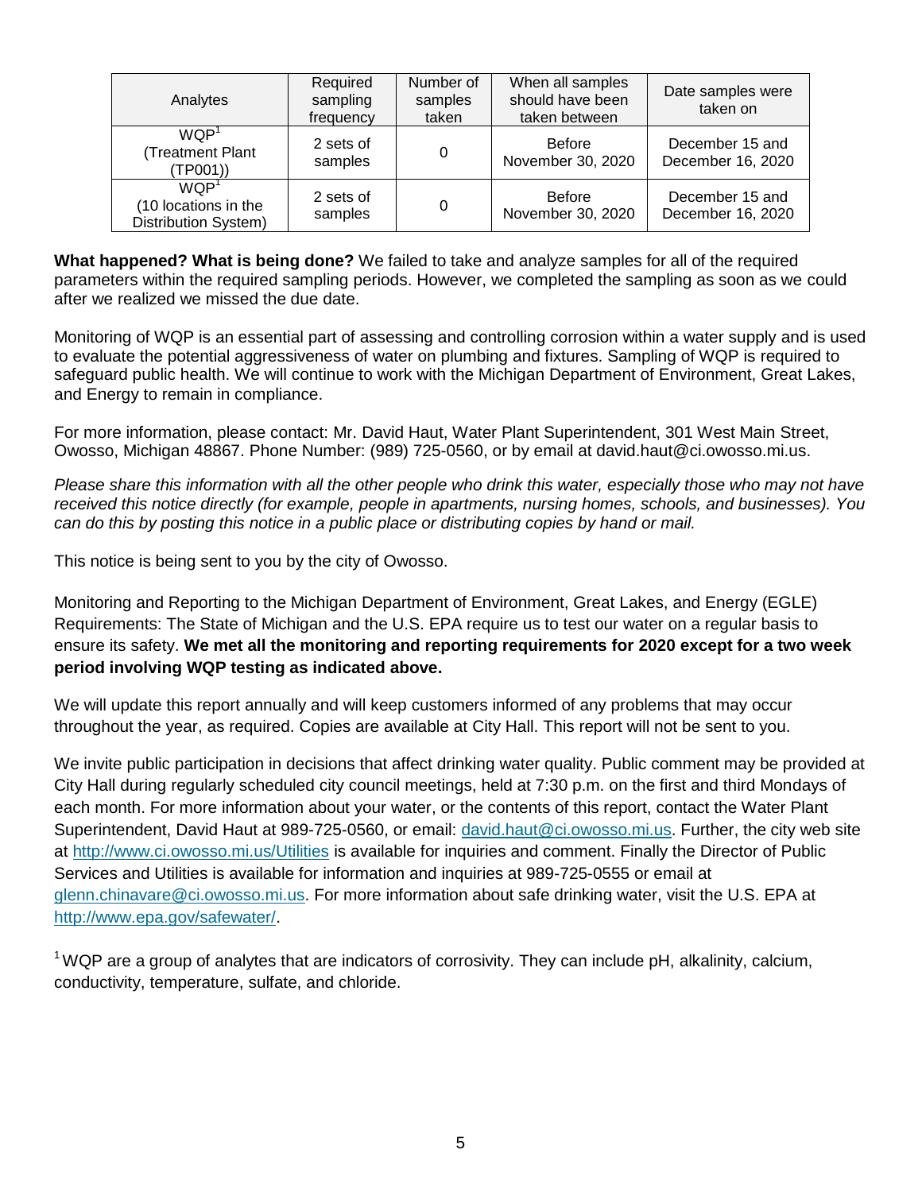| Analytes | Required sampling frequency | Number of samples taken | When all samples should have been taken between | Date samples were taken on |
|---|---|---|---|---|
| WQP[1] (Treatment Plant (TP001)) | 2 sets of samples | 0 | Before November 30, 2020 | December 15 and December 16, 2020 |
| WQP[1] (10 locations in the Distribution System) | 2 sets of samples | 0 | Before November 30, 2020 | December 15 and December 16, 2020 |

**What happened? What is being done?** We failed to take and analyze samples for all of the required parameters within the required sampling periods. However, we completed the sampling as soon as we could after we realized we missed the due date.

Monitoring of WQP is an essential part of assessing and controlling corrosion within a water supply and is used to evaluate the potential aggressiveness of water on plumbing and fixtures. Sampling of WQP is required to safeguard public health. We will continue to work with the Michigan Department of Environment, Great Lakes, and Energy to remain in compliance.

For more information, please contact: Mr. David Haut, Water Plant Superintendent, 301 West Main Street, Owosso, Michigan 48867. Phone Number: (989) 725-0560, or by email at david.haut@ci.owosso.mi.us.

*Please share this information with all the other people who drink this water, especially those who may not have received this notice directly (for example, people in apartments, nursing homes, schools, and businesses). You can do this by posting this notice in a public place or distributing copies by hand or mail.*

This notice is being sent to you by the city of Owosso.

Monitoring and Reporting to the Michigan Department of Environment, Great Lakes, and Energy (EGLE) Requirements: The State of Michigan and the U.S. EPA require us to test our water on a regular basis to ensure its safety. **We met all the monitoring and reporting requirements for 2020 except for a two week period involving WQP testing as indicated above.**

We will update this report annually and will keep customers informed of any problems that may occur throughout the year, as required. Copies are available at City Hall. This report will not be sent to you.

We invite public participation in decisions that affect drinking water quality. Public comment may be provided at City Hall during regularly scheduled city council meetings, held at 7:30 p.m. on the first and third Mondays of each month. For more information about your water, or the contents of this report, contact the Water Plant Superintendent, David Haut at 989-725-0560, or email: david.haut@ci.owosso.mi.us. Further, the city web site at http://www.ci.owosso.mi.us/Utilities is available for inquiries and comment. Finally the Director of Public Services and Utilities is available for information and inquiries at 989-725-0555 or email at glenn.chinavare@ci.owosso.mi.us. For more information about safe drinking water, visit the U.S. EPA at http://www.epa.gov/safewater/.

[1] WQP are a group of analytes that are indicators of corrosivity. They can include pH, alkalinity, calcium, conductivity, temperature, sulfate, and chloride.